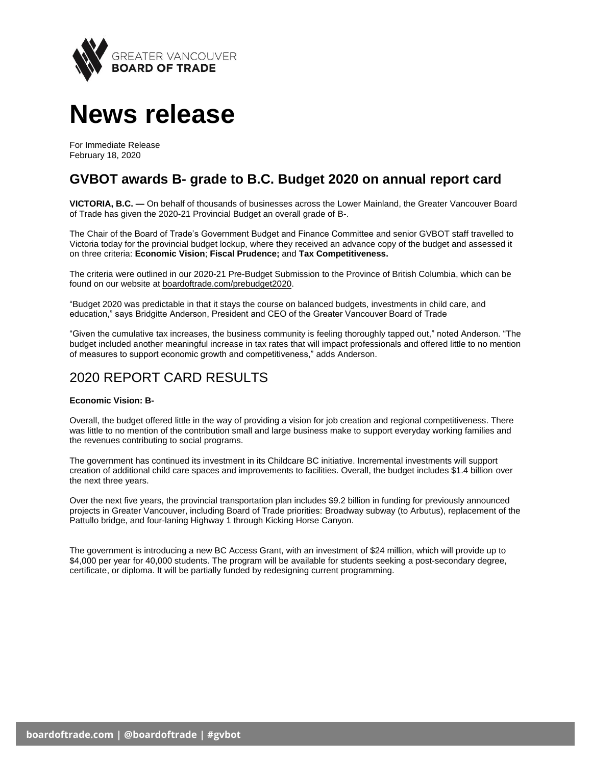GREATER VANCOUVER
**BOARD OF TRADE**

# News release

For Immediate Release
February 18, 2020

## GVBOT awards B- grade to B.C. Budget 2020 on annual report card

**VICTORIA, B.C. —** On behalf of thousands of businesses across the Lower Mainland, the Greater Vancouver Board of Trade has given the 2020-21 Provincial Budget an overall grade of B-.

The Chair of the Board of Trade's Government Budget and Finance Committee and senior GVBOT staff travelled to Victoria today for the provincial budget lockup, where they received an advance copy of the budget and assessed it on three criteria: **Economic Vision**; **Fiscal Prudence;** and **Tax Competitiveness.**

The criteria were outlined in our 2020-21 Pre-Budget Submission to the Province of British Columbia, which can be found on our website at boardoftrade.com/prebudget2020.

"Budget 2020 was predictable in that it stays the course on balanced budgets, investments in child care, and education," says Bridgitte Anderson, President and CEO of the Greater Vancouver Board of Trade

"Given the cumulative tax increases, the business community is feeling thoroughly tapped out," noted Anderson. "The budget included another meaningful increase in tax rates that will impact professionals and offered little to no mention of measures to support economic growth and competitiveness," adds Anderson.

## 2020 REPORT CARD RESULTS

**Economic Vision: B-**

Overall, the budget offered little in the way of providing a vision for job creation and regional competitiveness. There was little to no mention of the contribution small and large business make to support everyday working families and the revenues contributing to social programs.

The government has continued its investment in its Childcare BC initiative. Incremental investments will support creation of additional child care spaces and improvements to facilities. Overall, the budget includes $1.4 billion over the next three years.

Over the next five years, the provincial transportation plan includes $9.2 billion in funding for previously announced projects in Greater Vancouver, including Board of Trade priorities: Broadway subway (to Arbutus), replacement of the Pattullo bridge, and four-laning Highway 1 through Kicking Horse Canyon.

The government is introducing a new BC Access Grant, with an investment of $24 million, which will provide up to $4,000 per year for 40,000 students. The program will be available for students seeking a post-secondary degree, certificate, or diploma. It will be partially funded by redesigning current programming.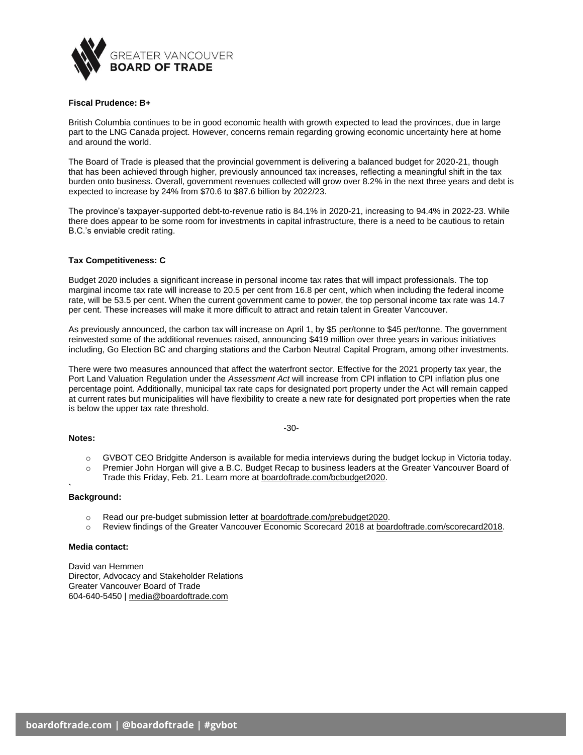**Fiscal Prudence: B+**

British Columbia continues to be in good economic health with growth expected to lead the provinces, due in large part to the LNG Canada project. However, concerns remain regarding growing economic uncertainty here at home and around the world.

The Board of Trade is pleased that the provincial government is delivering a balanced budget for 2020-21, though that has been achieved through higher, previously announced tax increases, reflecting a meaningful shift in the tax burden onto business. Overall, government revenues collected will grow over 8.2% in the next three years and debt is expected to increase by 24% from $70.6 to $87.6 billion by 2022/23.

The province's taxpayer-supported debt-to-revenue ratio is 84.1% in 2020-21, increasing to 94.4% in 2022-23. While there does appear to be some room for investments in capital infrastructure, there is a need to be cautious to retain B.C.'s enviable credit rating.

**Tax Competitiveness: C**

Budget 2020 includes a significant increase in personal income tax rates that will impact professionals. The top marginal income tax rate will increase to 20.5 per cent from 16.8 per cent, which when including the federal income rate, will be 53.5 per cent. When the current government came to power, the top personal income tax rate was 14.7 per cent. These increases will make it more difficult to attract and retain talent in Greater Vancouver.

As previously announced, the carbon tax will increase on April 1, by $5 per/tonne to $45 per/tonne. The government reinvested some of the additional revenues raised, announcing $419 million over three years in various initiatives including, Go Election BC and charging stations and the Carbon Neutral Capital Program, among other investments.

There were two measures announced that affect the waterfront sector. Effective for the 2021 property tax year, the Port Land Valuation Regulation under the *Assessment Act* will increase from CPI inflation to CPI inflation plus one percentage point. Additionally, municipal tax rate caps for designated port property under the Act will remain capped at current rates but municipalities will have flexibility to create a new rate for designated port properties when the rate is below the upper tax rate threshold.

-30-

**Notes:**

- GVBOT CEO Bridgitte Anderson is available for media interviews during the budget lockup in Victoria today.
- Premier John Horgan will give a B.C. Budget Recap to business leaders at the Greater Vancouver Board of Trade this Friday, Feb. 21. Learn more at boardoftrade.com/bcbudget2020.

`

**Background:**

- Read our pre-budget submission letter at boardoftrade.com/prebudget2020.
- Review findings of the Greater Vancouver Economic Scorecard 2018 at boardoftrade.com/scorecard2018.

**Media contact:**

David van Hemmen
Director, Advocacy and Stakeholder Relations
Greater Vancouver Board of Trade
604-640-5450 | media@boardoftrade.com